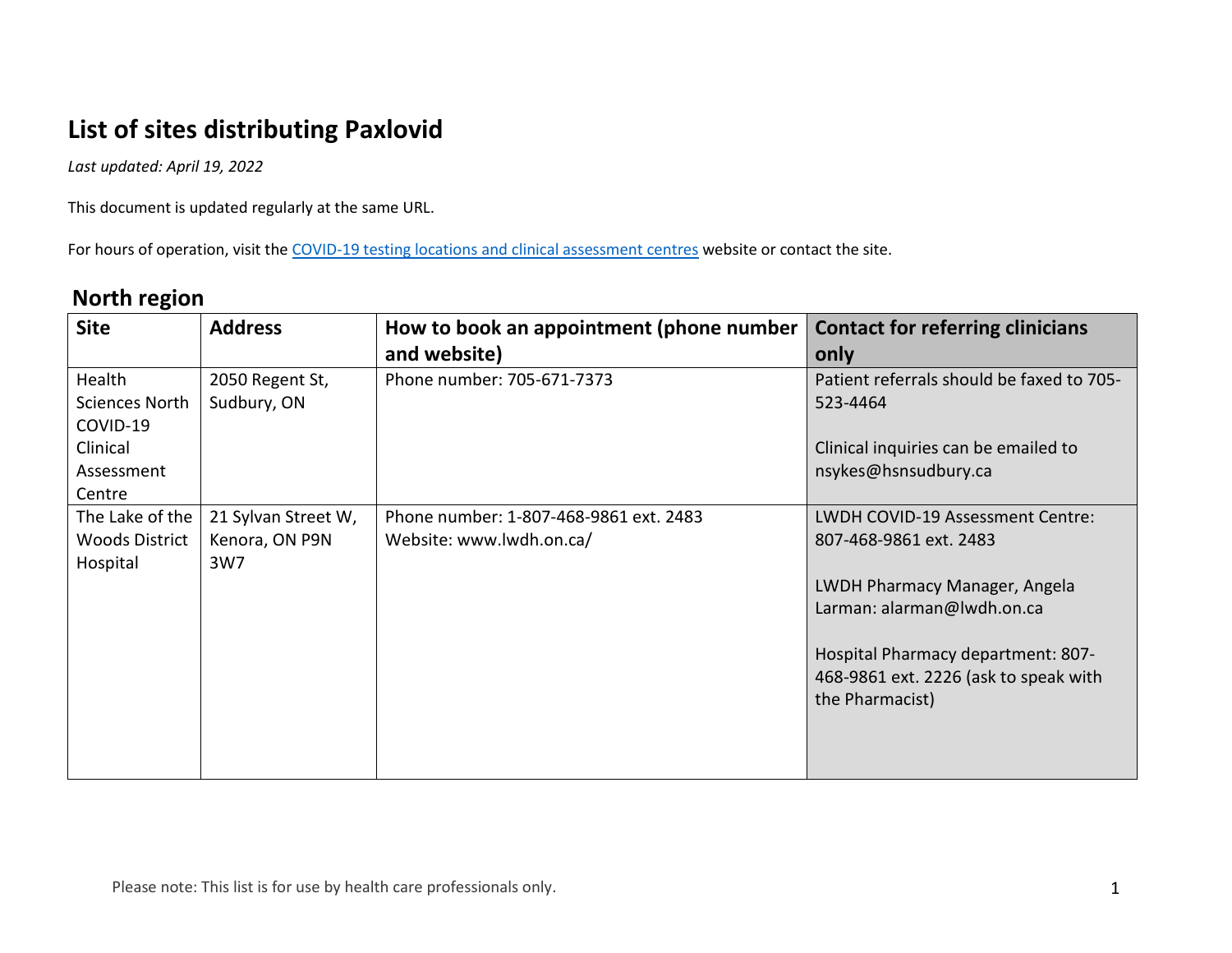# List of sites distributing Paxlovid

*Last updated: April 19, 2022*

This document is updated regularly at the same URL.

For hours of operation, visit the [COVID-19 testing locations and clinical assessment centres]() website or contact the site.

## North region

| Site | Address | How to book an appointment (phone number and website) | Contact for referring clinicians only |
|---|---|---|---|
| Health Sciences North COVID-19 Clinical Assessment Centre | 2050 Regent St, Sudbury, ON | Phone number: 705-671-7373 | Patient referrals should be faxed to 705-523-4464<br><br>Clinical inquiries can be emailed to nsykes@hsnsudbury.ca |
| The Lake of the Woods District Hospital | 21 Sylvan Street W, Kenora, ON P9N 3W7 | Phone number: 1-807-468-9861 ext. 2483<br>Website: www.lwdh.on.ca/ | LWDH COVID-19 Assessment Centre: 807-468-9861 ext. 2483<br><br>LWDH Pharmacy Manager, Angela Larman: alarman@lwdh.on.ca<br><br>Hospital Pharmacy department: 807-468-9861 ext. 2226 (ask to speak with the Pharmacist) |

Please note: This list is for use by health care professionals only.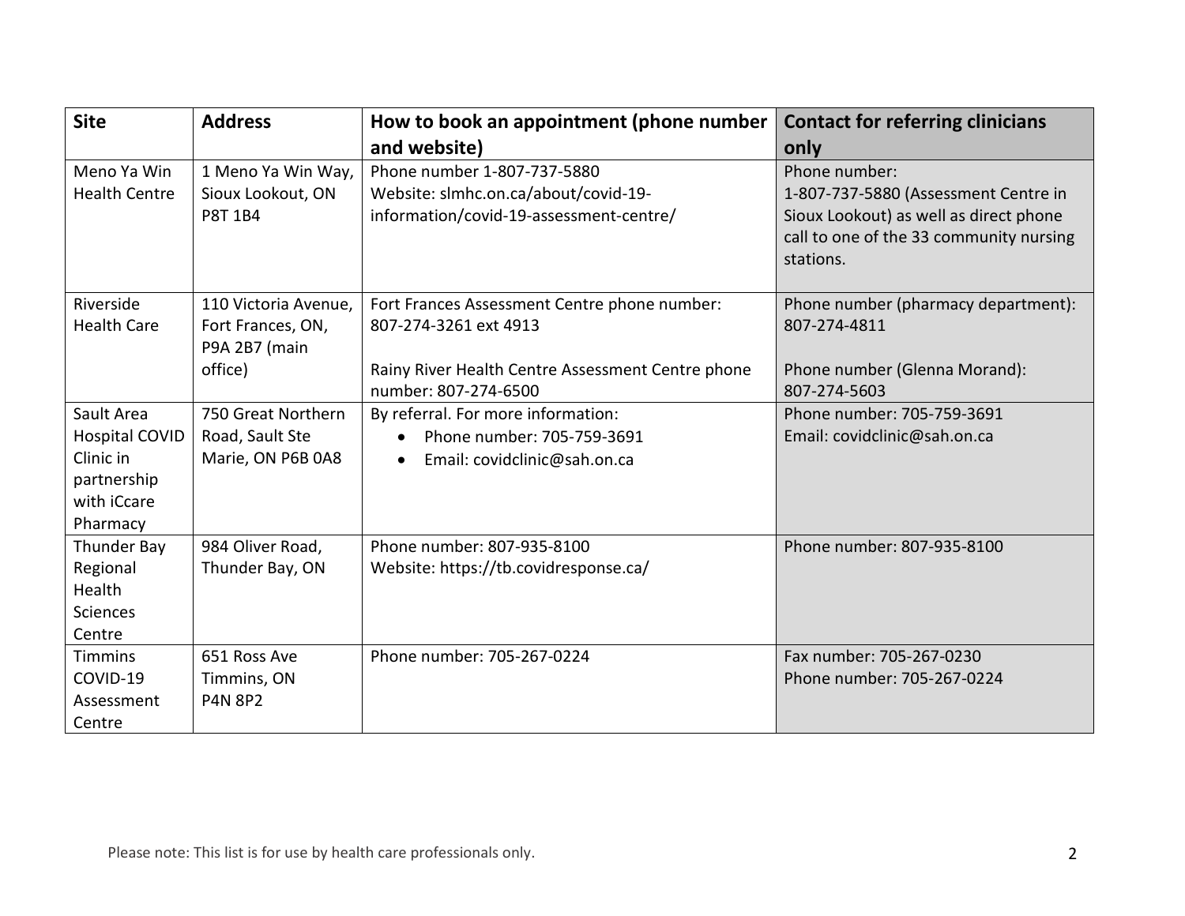| Site | Address | How to book an appointment (phone number and website) | Contact for referring clinicians only |
|---|---|---|---|
| Meno Ya Win Health Centre | 1 Meno Ya Win Way, Sioux Lookout, ON P8T 1B4 | Phone number 1-807-737-5880<br>Website: slmhc.on.ca/about/covid-19-information/covid-19-assessment-centre/ | Phone number:<br>1-807-737-5880 (Assessment Centre in Sioux Lookout) as well as direct phone call to one of the 33 community nursing stations. |
| Riverside Health Care | 110 Victoria Avenue, Fort Frances, ON, P9A 2B7 (main office) | Fort Frances Assessment Centre phone number: 807-274-3261 ext 4913<br><br>Rainy River Health Centre Assessment Centre phone number: 807-274-6500 | Phone number (pharmacy department): 807-274-4811<br><br>Phone number (Glenna Morand): 807-274-5603 |
| Sault Area Hospital COVID Clinic in partnership with iCcare Pharmacy | 750 Great Northern Road, Sault Ste Marie, ON P6B 0A8 | By referral. For more information:<br>• Phone number: 705-759-3691<br>• Email: covidclinic@sah.on.ca | Phone number: 705-759-3691<br>Email: covidclinic@sah.on.ca |
| Thunder Bay Regional Health Sciences Centre | 984 Oliver Road, Thunder Bay, ON | Phone number: 807-935-8100<br>Website: https://tb.covidresponse.ca/ | Phone number: 807-935-8100 |
| Timmins COVID-19 Assessment Centre | 651 Ross Ave Timmins, ON P4N 8P2 | Phone number: 705-267-0224 | Fax number: 705-267-0230<br>Phone number: 705-267-0224 |

Please note: This list is for use by health care professionals only.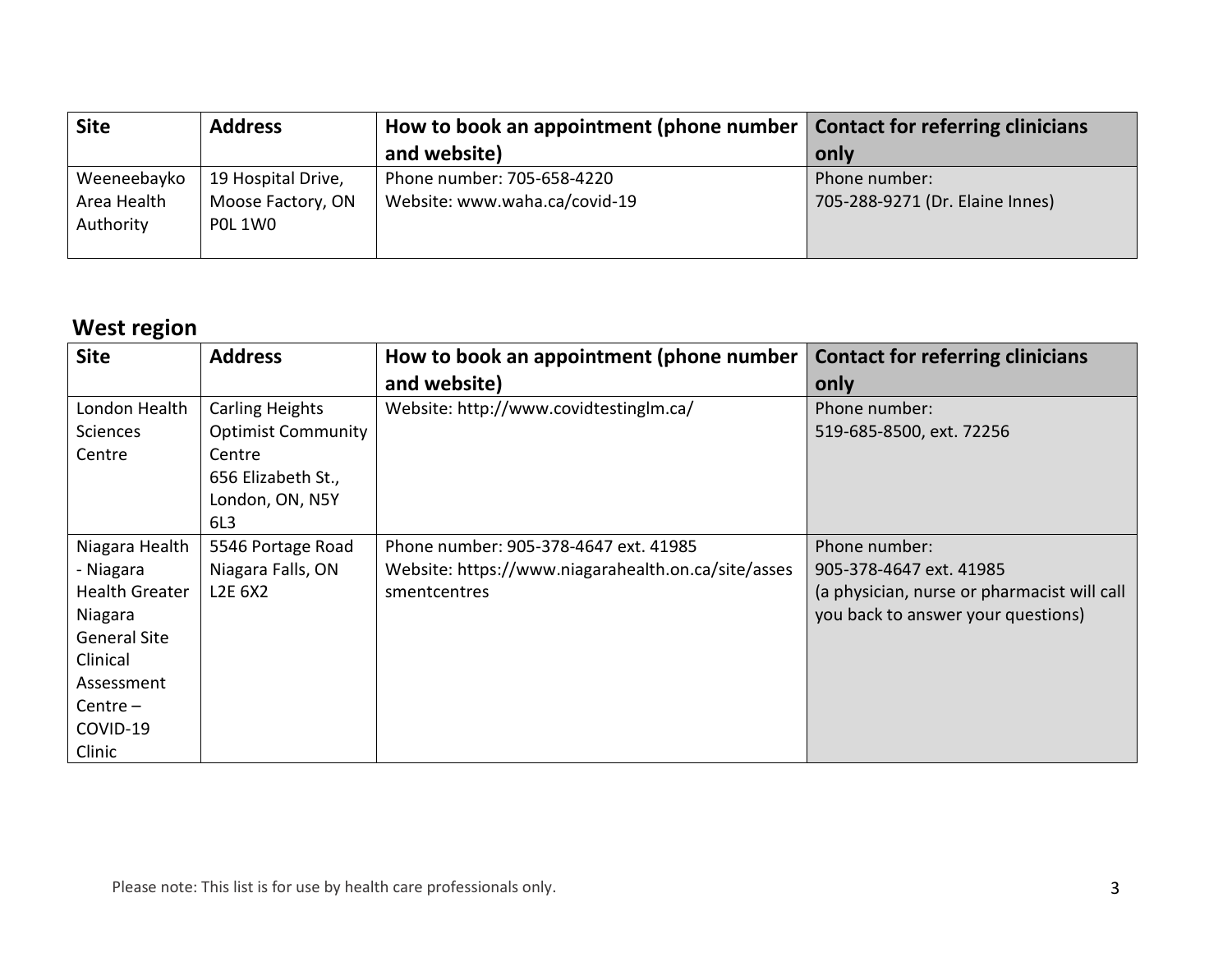| Site | Address | How to book an appointment (phone number and website) | Contact for referring clinicians only |
| --- | --- | --- | --- |
| Weeneebayko Area Health Authority | 19 Hospital Drive, Moose Factory, ON P0L 1W0 | Phone number: 705-658-4220<br>Website: www.waha.ca/covid-19 | Phone number:<br>705-288-9271 (Dr. Elaine Innes) |

## West region

| Site | Address | How to book an appointment (phone number and website) | Contact for referring clinicians only |
| --- | --- | --- | --- |
| London Health Sciences Centre | Carling Heights Optimist Community Centre<br>656 Elizabeth St., London, ON, N5Y 6L3 | Website: http://www.covidtestinglm.ca/ | Phone number:<br>519-685-8500, ext. 72256 |
| Niagara Health - Niagara Health Greater Niagara General Site Clinical Assessment Centre – COVID-19 Clinic | 5546 Portage Road Niagara Falls, ON L2E 6X2 | Phone number: 905-378-4647 ext. 41985<br>Website: https://www.niagarahealth.on.ca/site/assessmentcentres | Phone number:<br>905-378-4647 ext. 41985<br>(a physician, nurse or pharmacist will call you back to answer your questions) |

Please note: This list is for use by health care professionals only.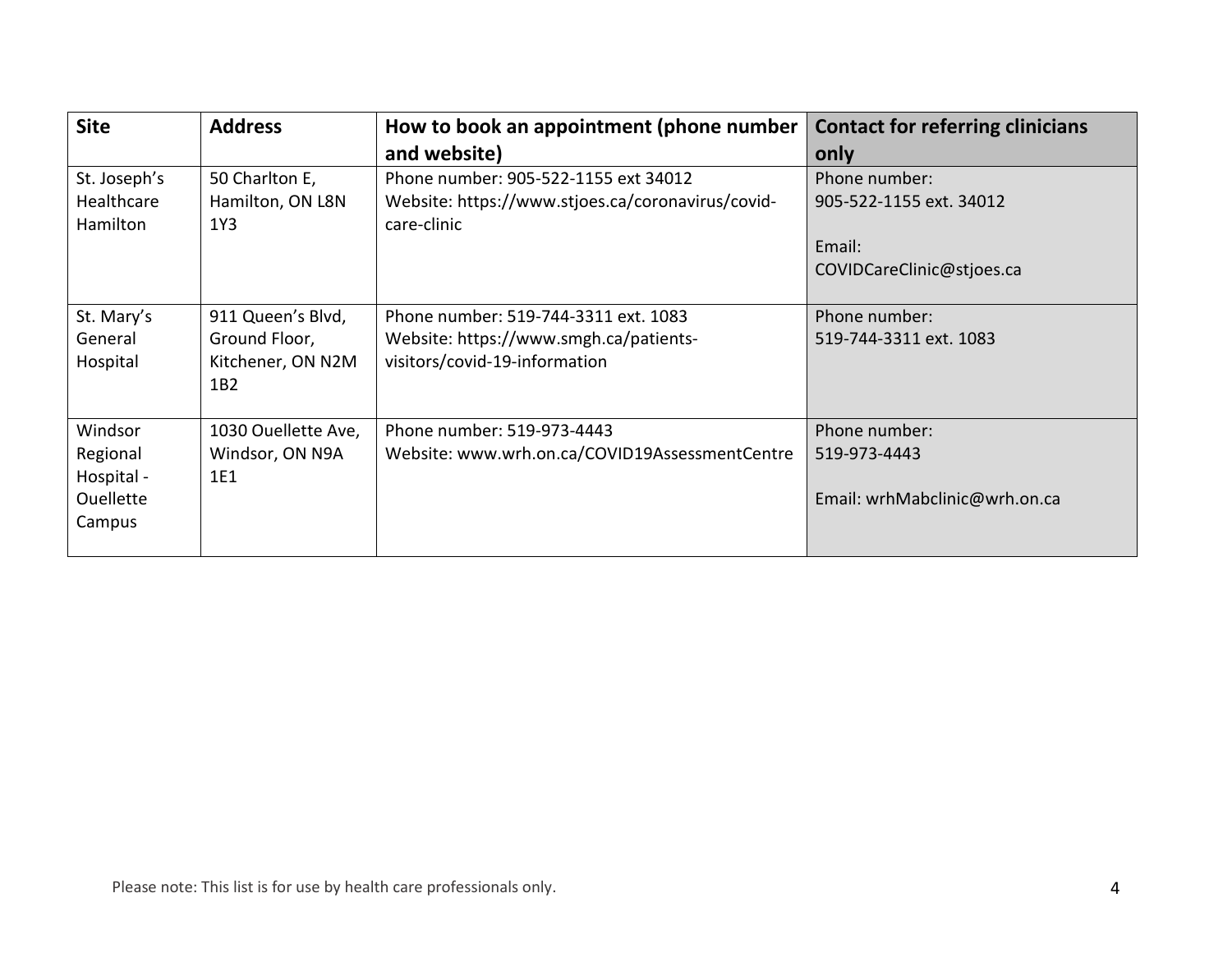| Site | Address | How to book an appointment (phone number and website) | Contact for referring clinicians only |
|---|---|---|---|
| St. Joseph's Healthcare Hamilton | 50 Charlton E, Hamilton, ON L8N 1Y3 | Phone number: 905-522-1155 ext 34012<br>Website: https://www.stjoes.ca/coronavirus/covid-care-clinic | Phone number:<br>905-522-1155 ext. 34012<br><br>Email:<br>COVIDCareClinic@stjoes.ca |
| St. Mary's General Hospital | 911 Queen's Blvd, Ground Floor, Kitchener, ON N2M 1B2 | Phone number: 519-744-3311 ext. 1083<br>Website: https://www.smgh.ca/patients-visitors/covid-19-information | Phone number:<br>519-744-3311 ext. 1083 |
| Windsor Regional Hospital - Ouellette Campus | 1030 Ouellette Ave, Windsor, ON N9A 1E1 | Phone number: 519-973-4443<br>Website: www.wrh.on.ca/COVID19AssessmentCentre | Phone number:<br>519-973-4443<br><br>Email: wrhMabclinic@wrh.on.ca |

Please note: This list is for use by health care professionals only.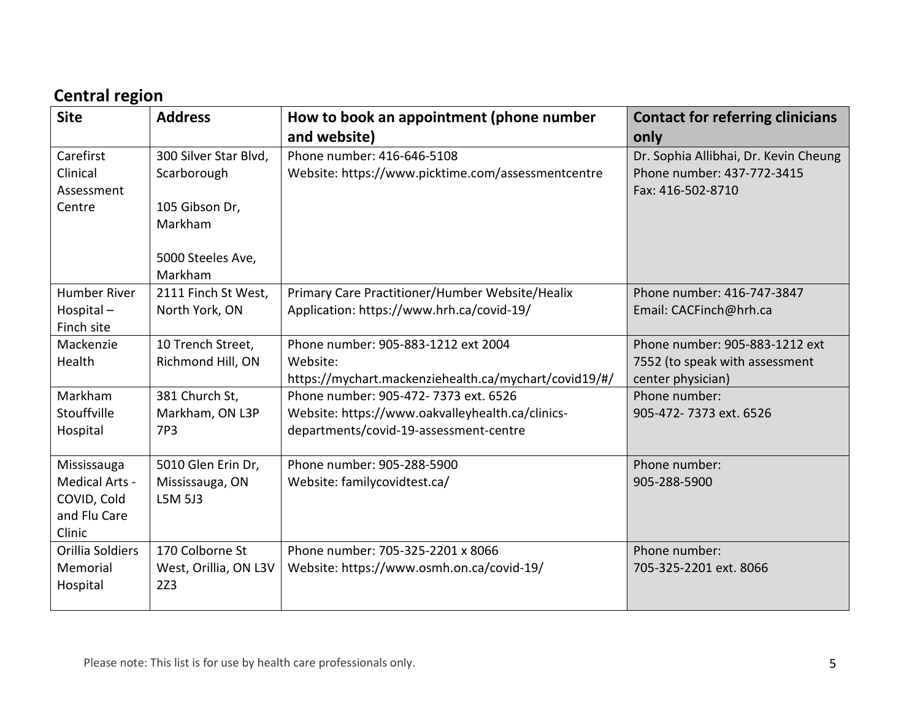## Central region

| Site | Address | How to book an appointment (phone number and website) | Contact for referring clinicians only |
|---|---|---|---|
| Carefirst Clinical Assessment Centre | 300 Silver Star Blvd, Scarborough<br><br>105 Gibson Dr, Markham<br><br>5000 Steeles Ave, Markham | Phone number: 416-646-5108<br>Website: https://www.picktime.com/assessmentcentre | Dr. Sophia Allibhai, Dr. Kevin Cheung<br>Phone number: 437-772-3415<br>Fax: 416-502-8710 |
| Humber River Hospital – Finch site | 2111 Finch St West, North York, ON | Primary Care Practitioner/Humber Website/Healix Application: https://www.hrh.ca/covid-19/ | Phone number: 416-747-3847<br>Email: CACFinch@hrh.ca |
| Mackenzie Health | 10 Trench Street, Richmond Hill, ON | Phone number: 905-883-1212 ext 2004<br>Website:<br>https://mychart.mackenziehealth.ca/mychart/covid19/#/ | Phone number: 905-883-1212 ext 7552 (to speak with assessment center physician) |
| Markham Stouffville Hospital | 381 Church St, Markham, ON L3P 7P3 | Phone number: 905-472- 7373 ext. 6526<br>Website: https://www.oakvalleyhealth.ca/clinics-departments/covid-19-assessment-centre | Phone number:<br>905-472- 7373 ext. 6526 |
| Mississauga Medical Arts - COVID, Cold and Flu Care Clinic | 5010 Glen Erin Dr, Mississauga, ON L5M 5J3 | Phone number: 905-288-5900<br>Website: familycovidtest.ca/ | Phone number:<br>905-288-5900 |
| Orillia Soldiers Memorial Hospital | 170 Colborne St West, Orillia, ON L3V 2Z3 | Phone number: 705-325-2201 x 8066<br>Website: https://www.osmh.on.ca/covid-19/ | Phone number:<br>705-325-2201 ext. 8066 |

Please note: This list is for use by health care professionals only.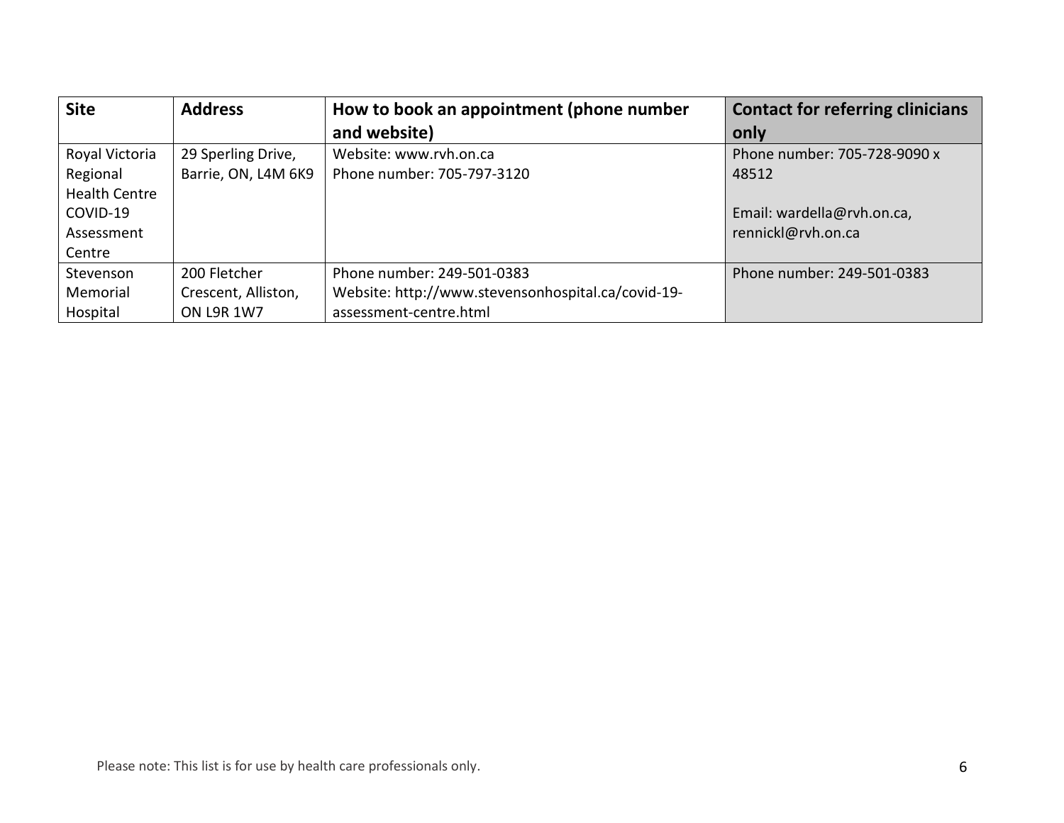| Site | Address | How to book an appointment (phone number and website) | Contact for referring clinicians only |
| --- | --- | --- | --- |
| Royal Victoria Regional Health Centre COVID-19 Assessment Centre | 29 Sperling Drive, Barrie, ON, L4M 6K9 | Website: www.rvh.on.ca<br>Phone number: 705-797-3120 | Phone number: 705-728-9090 x 48512<br><br>Email: wardella@rvh.on.ca, rennickl@rvh.on.ca |
| Stevenson Memorial Hospital | 200 Fletcher Crescent, Alliston, ON L9R 1W7 | Phone number: 249-501-0383<br>Website: http://www.stevensonhospital.ca/covid-19-assessment-centre.html | Phone number: 249-501-0383 |

Please note: This list is for use by health care professionals only.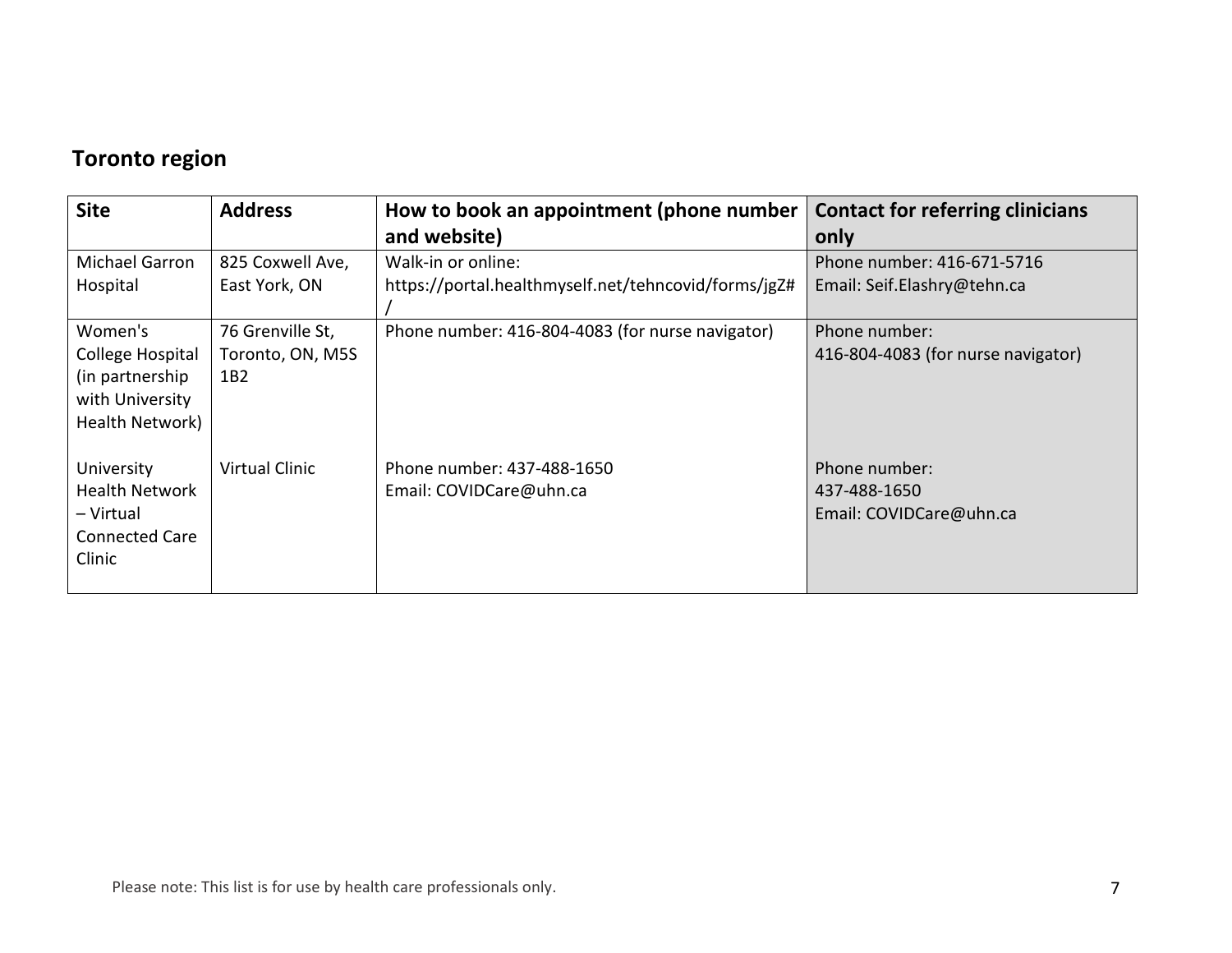## Toronto region

| Site | Address | How to book an appointment (phone number and website) | Contact for referring clinicians only |
| --- | --- | --- | --- |
| Michael Garron Hospital | 825 Coxwell Ave, East York, ON | Walk-in or online: https://portal.healthmyself.net/tehncovid/forms/jgZ#/ | Phone number: 416-671-5716<br>Email: Seif.Elashry@tehn.ca |
| Women's College Hospital (in partnership with University Health Network) | 76 Grenville St, Toronto, ON, M5S 1B2 | Phone number: 416-804-4083 (for nurse navigator) | Phone number:<br>416-804-4083 (for nurse navigator) |
| University Health Network – Virtual Connected Care Clinic | Virtual Clinic | Phone number: 437-488-1650<br>Email: COVIDCare@uhn.ca | Phone number:<br>437-488-1650<br>Email: COVIDCare@uhn.ca |

Please note: This list is for use by health care professionals only.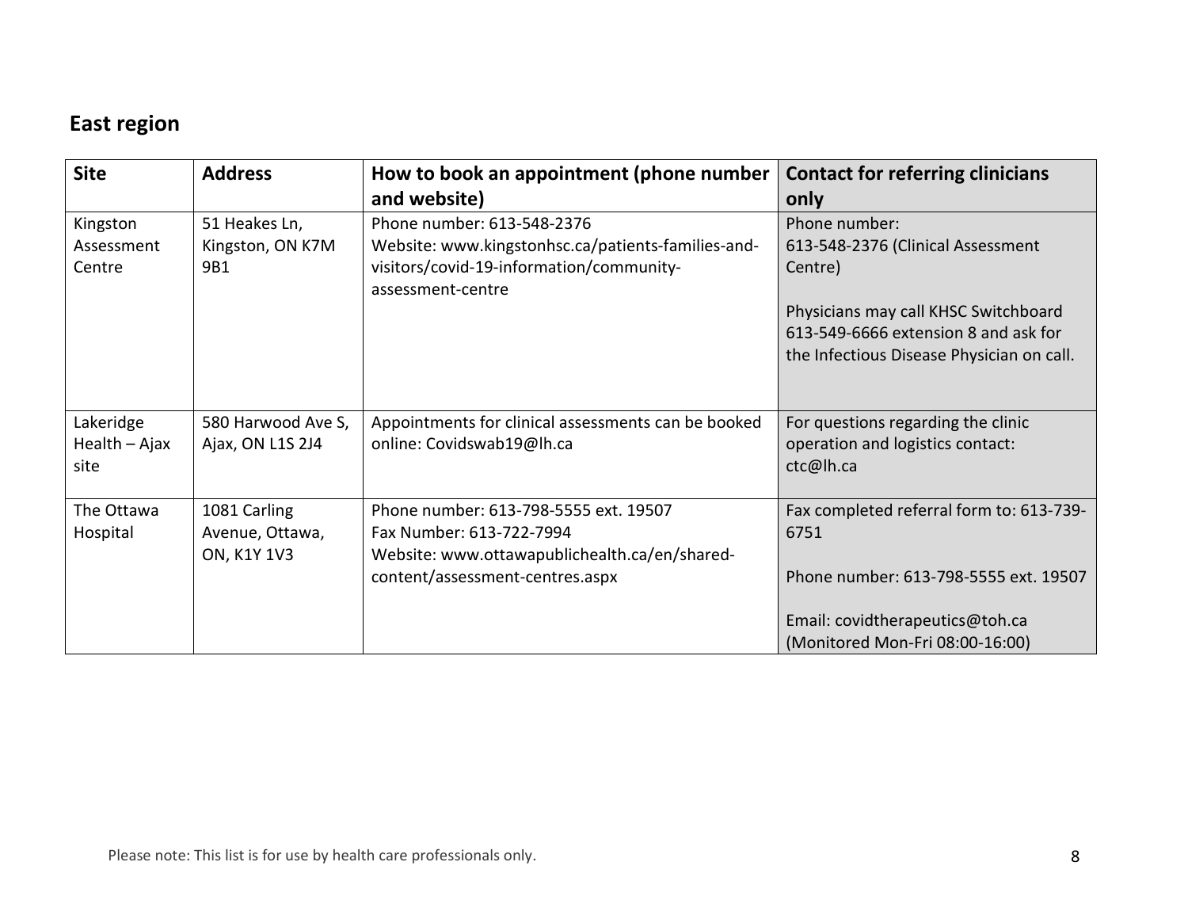## East region

| Site | Address | How to book an appointment (phone number and website) | Contact for referring clinicians only |
|---|---|---|---|
| Kingston Assessment Centre | 51 Heakes Ln, Kingston, ON K7M 9B1 | Phone number: 613-548-2376<br>Website: www.kingstonhsc.ca/patients-families-and-visitors/covid-19-information/community-assessment-centre | Phone number:<br>613-548-2376 (Clinical Assessment Centre)<br><br>Physicians may call KHSC Switchboard 613-549-6666 extension 8 and ask for the Infectious Disease Physician on call. |
| Lakeridge Health – Ajax site | 580 Harwood Ave S, Ajax, ON L1S 2J4 | Appointments for clinical assessments can be booked online: Covidswab19@lh.ca | For questions regarding the clinic operation and logistics contact: ctc@lh.ca |
| The Ottawa Hospital | 1081 Carling Avenue, Ottawa, ON, K1Y 1V3 | Phone number: 613-798-5555 ext. 19507<br>Fax Number: 613-722-7994<br>Website: www.ottawapublichealth.ca/en/shared-content/assessment-centres.aspx | Fax completed referral form to: 613-739-6751<br><br>Phone number: 613-798-5555 ext. 19507<br><br>Email: covidtherapeutics@toh.ca (Monitored Mon-Fri 08:00-16:00) |

Please note: This list is for use by health care professionals only.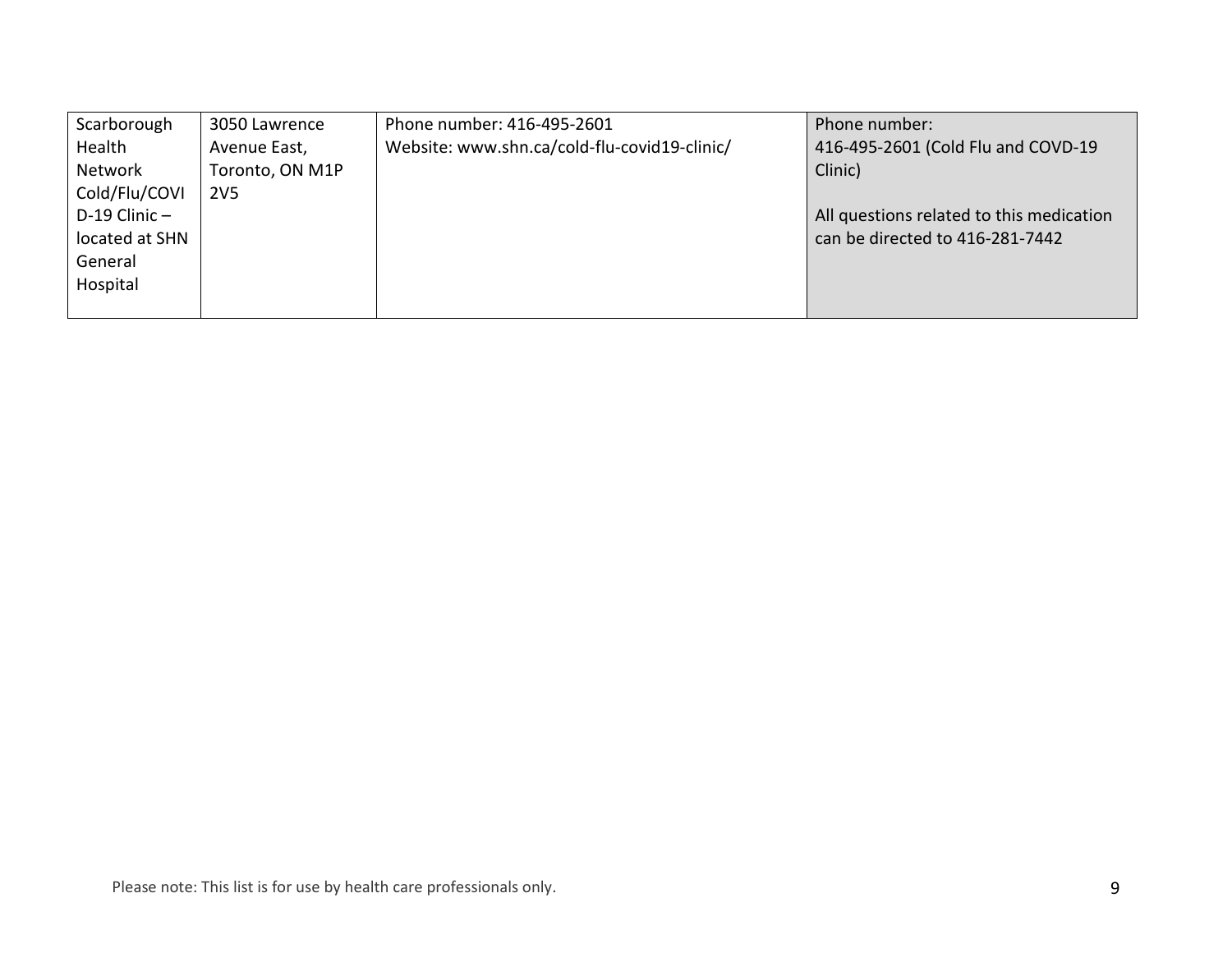| | | | |
|---|---|---|---|
| Scarborough Health Network Cold/Flu/COVID-19 Clinic – located at SHN General Hospital | 3050 Lawrence Avenue East, Toronto, ON M1P 2V5 | Phone number: 416-495-2601<br>Website: www.shn.ca/cold-flu-covid19-clinic/ | Phone number:<br>416-495-2601 (Cold Flu and COVD-19 Clinic)<br><br>All questions related to this medication can be directed to 416-281-7442 |

Please note: This list is for use by health care professionals only.